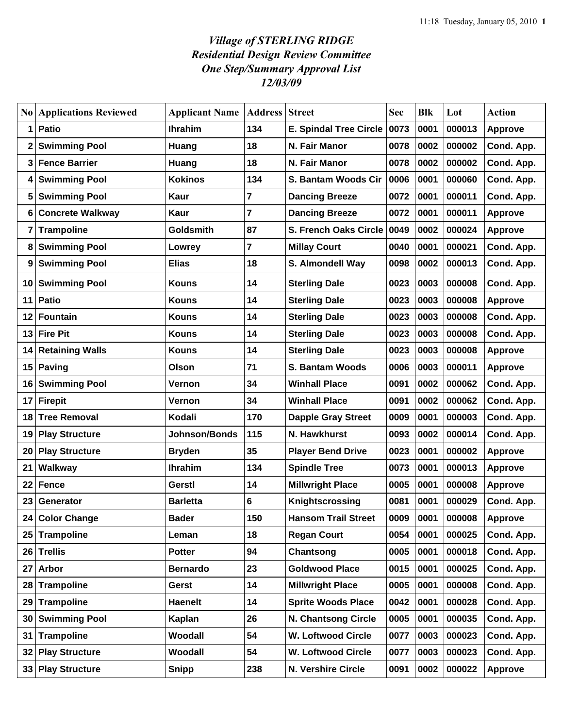# *Village of STERLING RIDGE*
## *Residential Design Review Committee*
## *One Step/Summary Approval List*
## *12/03/09*

| No | Applications Reviewed | Applicant Name | Address | Street | Sec | Blk | Lot | Action |
|---|---|---|---|---|---|---|---|---|
| 1 | Patio | Ihrahim | 134 | E. Spindal Tree Circle | 0073 | 0001 | 000013 | Approve |
| 2 | Swimming Pool | Huang | 18 | N. Fair Manor | 0078 | 0002 | 000002 | Cond. App. |
| 3 | Fence Barrier | Huang | 18 | N. Fair Manor | 0078 | 0002 | 000002 | Cond. App. |
| 4 | Swimming Pool | Kokinos | 134 | S. Bantam Woods Cir | 0006 | 0001 | 000060 | Cond. App. |
| 5 | Swimming Pool | Kaur | 7 | Dancing Breeze | 0072 | 0001 | 000011 | Cond. App. |
| 6 | Concrete Walkway | Kaur | 7 | Dancing Breeze | 0072 | 0001 | 000011 | Approve |
| 7 | Trampoline | Goldsmith | 87 | S. French Oaks Circle | 0049 | 0002 | 000024 | Approve |
| 8 | Swimming Pool | Lowrey | 7 | Millay Court | 0040 | 0001 | 000021 | Cond. App. |
| 9 | Swimming Pool | Elias | 18 | S. Almondell Way | 0098 | 0002 | 000013 | Cond. App. |
| 10 | Swimming Pool | Kouns | 14 | Sterling Dale | 0023 | 0003 | 000008 | Cond. App. |
| 11 | Patio | Kouns | 14 | Sterling Dale | 0023 | 0003 | 000008 | Approve |
| 12 | Fountain | Kouns | 14 | Sterling Dale | 0023 | 0003 | 000008 | Cond. App. |
| 13 | Fire Pit | Kouns | 14 | Sterling Dale | 0023 | 0003 | 000008 | Cond. App. |
| 14 | Retaining Walls | Kouns | 14 | Sterling Dale | 0023 | 0003 | 000008 | Approve |
| 15 | Paving | Olson | 71 | S. Bantam Woods | 0006 | 0003 | 000011 | Approve |
| 16 | Swimming Pool | Vernon | 34 | Winhall Place | 0091 | 0002 | 000062 | Cond. App. |
| 17 | Firepit | Vernon | 34 | Winhall Place | 0091 | 0002 | 000062 | Cond. App. |
| 18 | Tree Removal | Kodali | 170 | Dapple Gray Street | 0009 | 0001 | 000003 | Cond. App. |
| 19 | Play Structure | Johnson/Bonds | 115 | N. Hawkhurst | 0093 | 0002 | 000014 | Cond. App. |
| 20 | Play Structure | Bryden | 35 | Player Bend Drive | 0023 | 0001 | 000002 | Approve |
| 21 | Walkway | Ihrahim | 134 | Spindle Tree | 0073 | 0001 | 000013 | Approve |
| 22 | Fence | Gerstl | 14 | Millwright Place | 0005 | 0001 | 000008 | Approve |
| 23 | Generator | Barletta | 6 | Knightscrossing | 0081 | 0001 | 000029 | Cond. App. |
| 24 | Color Change | Bader | 150 | Hansom Trail Street | 0009 | 0001 | 000008 | Approve |
| 25 | Trampoline | Leman | 18 | Regan Court | 0054 | 0001 | 000025 | Cond. App. |
| 26 | Trellis | Potter | 94 | Chantsong | 0005 | 0001 | 000018 | Cond. App. |
| 27 | Arbor | Bernardo | 23 | Goldwood Place | 0015 | 0001 | 000025 | Cond. App. |
| 28 | Trampoline | Gerst | 14 | Millwright Place | 0005 | 0001 | 000008 | Cond. App. |
| 29 | Trampoline | Haenelt | 14 | Sprite Woods Place | 0042 | 0001 | 000028 | Cond. App. |
| 30 | Swimming Pool | Kaplan | 26 | N. Chantsong Circle | 0005 | 0001 | 000035 | Cond. App. |
| 31 | Trampoline | Woodall | 54 | W. Loftwood Circle | 0077 | 0003 | 000023 | Cond. App. |
| 32 | Play Structure | Woodall | 54 | W. Loftwood Circle | 0077 | 0003 | 000023 | Cond. App. |
| 33 | Play Structure | Snipp | 238 | N. Vershire Circle | 0091 | 0002 | 000022 | Approve |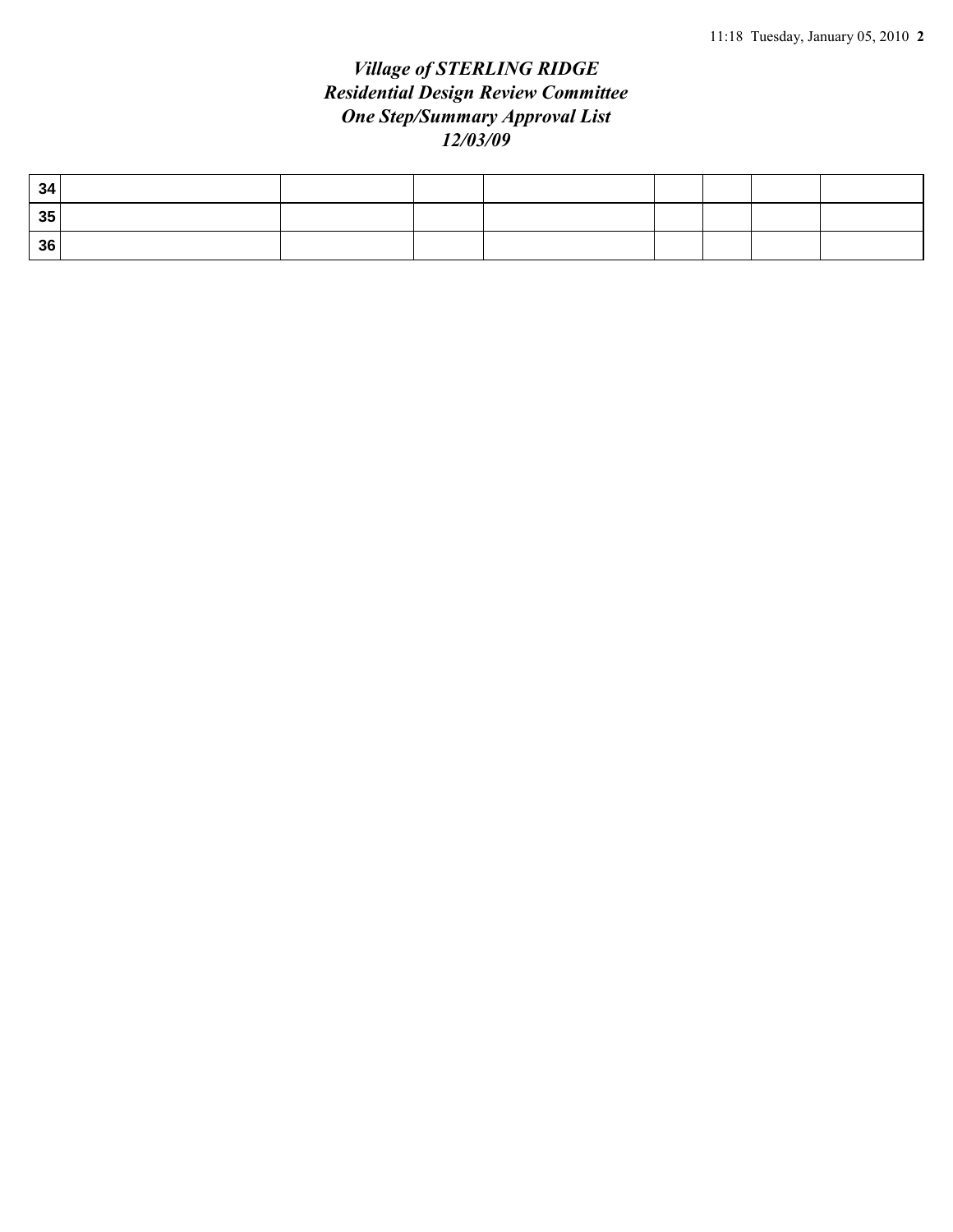# *Village of STERLING RIDGE*
# *Residential Design Review Committee*
# *One Step/Summary Approval List*
# *12/03/09*

| | | | | | | | | |
|---|---|---|---|---|---|---|---|---|
| **34** | | | | | | | | |
| **35** | | | | | | | | |
| **36** | | | | | | | | |